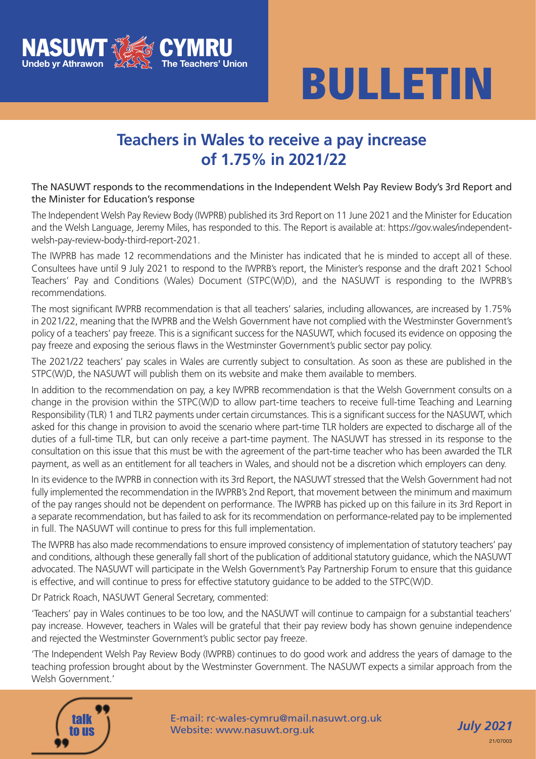NASUWT Undeb yr Athrawon CYMRU The Teachers' Union

# BULLETIN

## Teachers in Wales to receive a pay increase of 1.75% in 2021/22

The NASUWT responds to the recommendations in the Independent Welsh Pay Review Body's 3rd Report and the Minister for Education's response

The Independent Welsh Pay Review Body (IWPRB) published its 3rd Report on 11 June 2021 and the Minister for Education and the Welsh Language, Jeremy Miles, has responded to this. The Report is available at: https://gov.wales/independent-welsh-pay-review-body-third-report-2021.

The IWPRB has made 12 recommendations and the Minister has indicated that he is minded to accept all of these. Consultees have until 9 July 2021 to respond to the IWPRB's report, the Minister's response and the draft 2021 School Teachers' Pay and Conditions (Wales) Document (STPC(W)D), and the NASUWT is responding to the IWPRB's recommendations.

The most significant IWPRB recommendation is that all teachers' salaries, including allowances, are increased by 1.75% in 2021/22, meaning that the IWPRB and the Welsh Government have not complied with the Westminster Government's policy of a teachers' pay freeze. This is a significant success for the NASUWT, which focused its evidence on opposing the pay freeze and exposing the serious flaws in the Westminster Government's public sector pay policy.

The 2021/22 teachers' pay scales in Wales are currently subject to consultation. As soon as these are published in the STPC(W)D, the NASUWT will publish them on its website and make them available to members.

In addition to the recommendation on pay, a key IWPRB recommendation is that the Welsh Government consults on a change in the provision within the STPC(W)D to allow part-time teachers to receive full-time Teaching and Learning Responsibility (TLR) 1 and TLR2 payments under certain circumstances. This is a significant success for the NASUWT, which asked for this change in provision to avoid the scenario where part-time TLR holders are expected to discharge all of the duties of a full-time TLR, but can only receive a part-time payment. The NASUWT has stressed in its response to the consultation on this issue that this must be with the agreement of the part-time teacher who has been awarded the TLR payment, as well as an entitlement for all teachers in Wales, and should not be a discretion which employers can deny.

In its evidence to the IWPRB in connection with its 3rd Report, the NASUWT stressed that the Welsh Government had not fully implemented the recommendation in the IWPRB's 2nd Report, that movement between the minimum and maximum of the pay ranges should not be dependent on performance. The IWPRB has picked up on this failure in its 3rd Report in a separate recommendation, but has failed to ask for its recommendation on performance-related pay to be implemented in full. The NASUWT will continue to press for this full implementation.

The IWPRB has also made recommendations to ensure improved consistency of implementation of statutory teachers' pay and conditions, although these generally fall short of the publication of additional statutory guidance, which the NASUWT advocated. The NASUWT will participate in the Welsh Government's Pay Partnership Forum to ensure that this guidance is effective, and will continue to press for effective statutory guidance to be added to the STPC(W)D.

Dr Patrick Roach, NASUWT General Secretary, commented:

'Teachers' pay in Wales continues to be too low, and the NASUWT will continue to campaign for a substantial teachers' pay increase. However, teachers in Wales will be grateful that their pay review body has shown genuine independence and rejected the Westminster Government's public sector pay freeze.

'The Independent Welsh Pay Review Body (IWPRB) continues to do good work and address the years of damage to the teaching profession brought about by the Westminster Government. The NASUWT expects a similar approach from the Welsh Government.'

talk to us

E-mail: rc-wales-cymru@mail.nasuwt.org.uk
Website: www.nasuwt.org.uk

*July 2021*

21/07003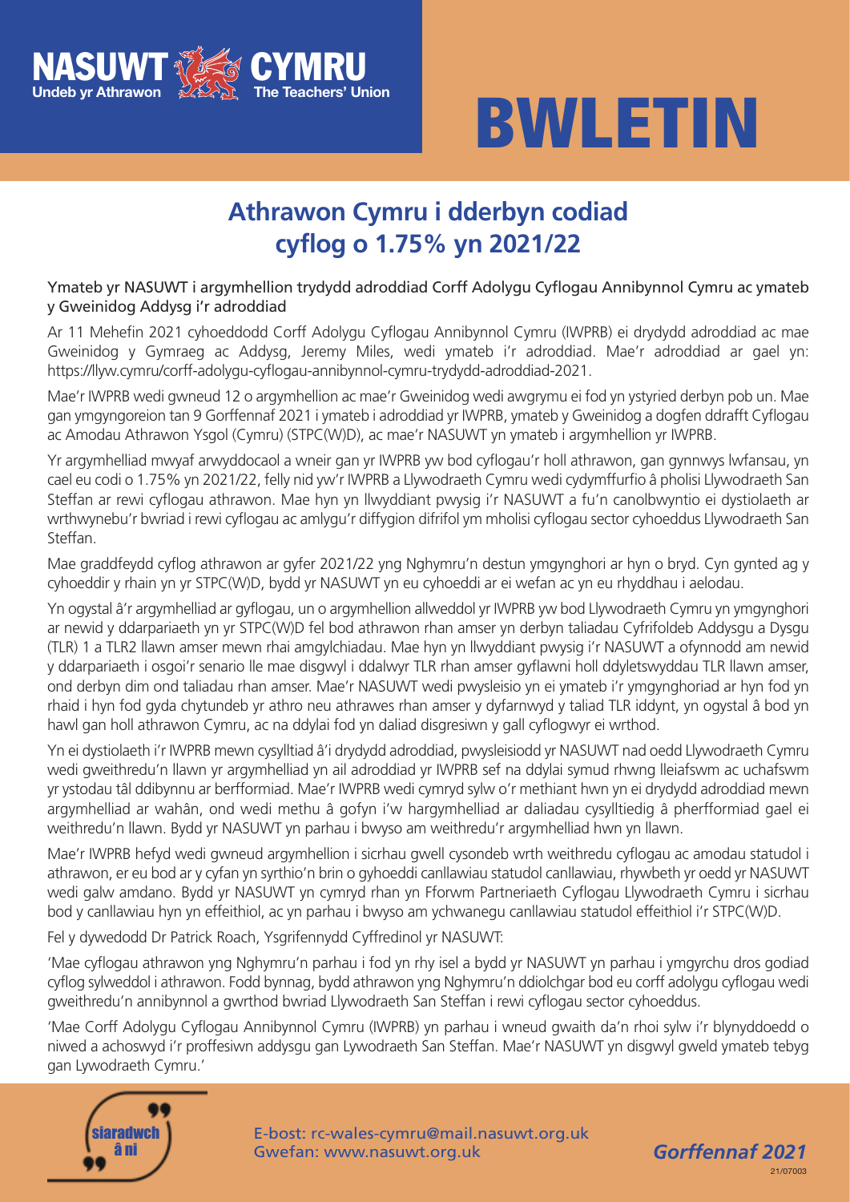NASUWT CYMRU
Undeb yr Athrawon
The Teachers' Union

# BWLETIN

## Athrawon Cymru i dderbyn codiad cyflog o 1.75% yn 2021/22

Ymateb yr NASUWT i argymhellion trydydd adroddiad Corff Adolygu Cyflogau Annibynnol Cymru ac ymateb y Gweinidog Addysg i'r adroddiad

Ar 11 Mehefin 2021 cyhoeddodd Corff Adolygu Cyflogau Annibynnol Cymru (IWPRB) ei drydydd adroddiad ac mae Gweinidog y Gymraeg ac Addysg, Jeremy Miles, wedi ymateb i'r adroddiad. Mae'r adroddiad ar gael yn: https://llyw.cymru/corff-adolygu-cyflogau-annibynnol-cymru-trydydd-adroddiad-2021.

Mae'r IWPRB wedi gwneud 12 o argymhellion ac mae'r Gweinidog wedi awgrymu ei fod yn ystyried derbyn pob un. Mae gan ymgyngoreion tan 9 Gorffennaf 2021 i ymateb i adroddiad yr IWPRB, ymateb y Gweinidog a dogfen ddrafft Cyflogau ac Amodau Athrawon Ysgol (Cymru) (STPC(W)D), ac mae'r NASUWT yn ymateb i argymhellion yr IWPRB.

Yr argymhelliad mwyaf arwyddocaol a wneir gan yr IWPRB yw bod cyflogau'r holl athrawon, gan gynnwys lwfansau, yn cael eu codi o 1.75% yn 2021/22, felly nid yw'r IWPRB a Llywodraeth Cymru wedi cydymffurfio â pholisi Llywodraeth San Steffan ar rewi cyflogau athrawon. Mae hyn yn llwyddiant pwysig i'r NASUWT a fu'n canolbwyntio ei dystiolaeth ar wrthwynebu'r bwriad i rewi cyflogau athrawon ac amlygu'r diffygion difrifol ym mholisi cyflogau sector cyhoeddus Llywodraeth San Steffan.

Mae graddfeydd cyflog athrawon ar gyfer 2021/22 yng Nghymru'n destun ymgynghori ar hyn o bryd. Cyn gynted ag y cyhoeddir y rhain yn yr STPC(W)D, bydd yr NASUWT yn eu cyhoeddi ar ei wefan ac yn eu rhyddhau i aelodau.

Yn ogystal â'r argymhelliad ar gyflogau, un o argymhellion allweddol yr IWPRB yw bod Llywodraeth Cymru yn ymgynghori ar newid y ddarpariaeth yn yr STPC(W)D fel bod athrawon rhan amser yn derbyn taliadau Cyfrifoldeb Addysgu a Dysgu (TLR) 1 a TLR2 llawn amser mewn rhai amgylchiadau. Mae hyn yn llwyddiant pwysig i'r NASUWT a ofynnodd am newid y ddarpariaeth i osgoi'r senario lle mae disgwyl i ddalwyr TLR rhan amser gyflawni holl ddyletswyddau TLR llawn amser, ond derbyn dim ond taliadau rhan amser. Mae'r NASUWT wedi pwysleisio yn ei ymateb i'r ymgynghoriad ar hyn fod yn rhaid i hyn fod gyda chytundeb yr athro neu athrawes rhan amser y dyfarnwyd y taliad TLR iddynt, yn ogystal â bod yn hawl gan holl athrawon Cymru, ac na ddylai fod yn daliad disgresiwn y gall cyflogwyr ei wrthod.

Yn ei dystiolaeth i'r IWPRB mewn cysylltiad â'i drydydd adroddiad, pwysleisiodd yr NASUWT nad oedd Llywodraeth Cymru wedi gweithredu'n llawn yr argymhelliad yn ail adroddiad yr IWPRB sef na ddylai symud rhwng lleiafswm ac uchafswm yr ystodau tâl ddibynnu ar berfformiad. Mae'r IWPRB wedi cymryd sylw o'r methiant hwn yn ei drydydd adroddiad mewn argymhelliad ar wahân, ond wedi methu â gofyn i'w hargymhelliad ar daliadau cysylltiedig â pherfformiad gael ei weithredu'n llawn. Bydd yr NASUWT yn parhau i bwyso am weithredu'r argymhelliad hwn yn llawn.

Mae'r IWPRB hefyd wedi gwneud argymhellion i sicrhau gwell cysondeb wrth weithredu cyflogau ac amodau statudol i athrawon, er eu bod ar y cyfan yn syrthio'n brin o gyhoeddi canllawiau statudol canllawiau, rhywbeth yr oedd yr NASUWT wedi galw amdano. Bydd yr NASUWT yn cymryd rhan yn Fforwm Partneriaeth Cyflogau Llywodraeth Cymru i sicrhau bod y canllawiau hyn yn effeithiol, ac yn parhau i bwyso am ychwanegu canllawiau statudol effeithiol i'r STPC(W)D.

Fel y dywedodd Dr Patrick Roach, Ysgrifennydd Cyffredinol yr NASUWT:

'Mae cyflogau athrawon yng Nghymru'n parhau i fod yn rhy isel a bydd yr NASUWT yn parhau i ymgyrchu dros godiad cyflog sylweddol i athrawon. Fodd bynnag, bydd athrawon yng Nghymru'n ddiolchgar bod eu corff adolygu cyflogau wedi gweithredu'n annibynnol a gwrthod bwriad Llywodraeth San Steffan i rewi cyflogau sector cyhoeddus.

'Mae Corff Adolygu Cyflogau Annibynnol Cymru (IWPRB) yn parhau i wneud gwaith da'n rhoi sylw i'r blynyddoedd o niwed a achoswyd i'r proffesiwn addysgu gan Lywodraeth San Steffan. Mae'r NASUWT yn disgwyl gweld ymateb tebyg gan Lywodraeth Cymru.'

siaradwch â ni

E-bost: rc-wales-cymru@mail.nasuwt.org.uk
Gwefan: www.nasuwt.org.uk

*Gorffennaf 2021*

21/07003